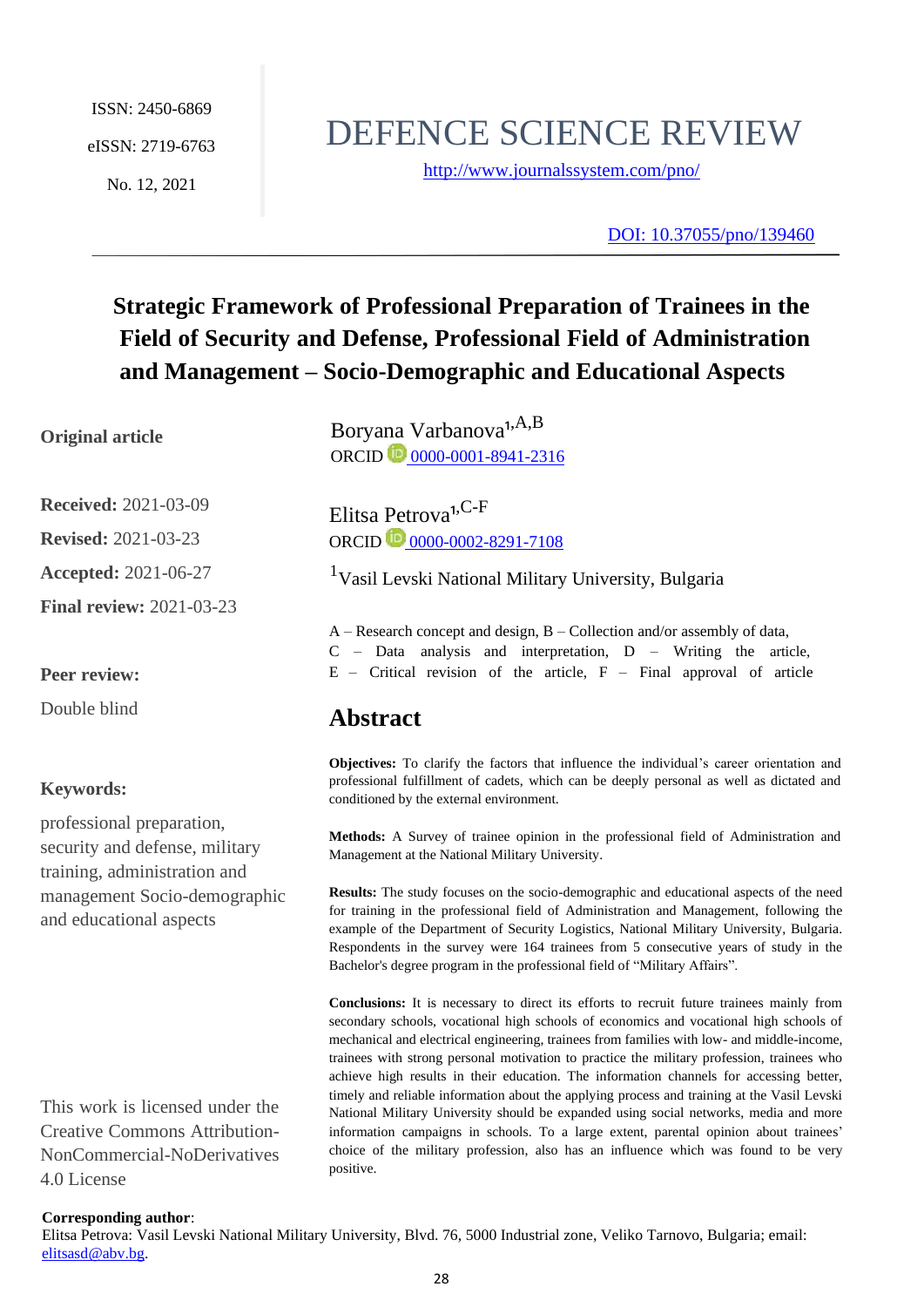ISSN: 2450-6869

eISSN: 2719-6763

No. 12, 2021

# DEFENCE SCIENCE REVIEW

http://www.journalssystem.com/pno/

DOI: 10.37055/pno/139460

---

## Strategic Framework of Professional Preparation of Trainees in the Field of Security and Defense, Professional Field of Administration and Management – Socio-Demographic and Educational Aspects

**Original article**

**Received:** 2021-03-09

**Revised:** 2021-03-23

**Accepted:** 2021-06-27

**Final review:** 2021-03-23

**Peer review:**

Double blind

**Keywords:**

professional preparation, security and defense, military training, administration and management Socio-demographic and educational aspects

This work is licensed under the Creative Commons Attribution-NonCommercial-NoDerivatives 4.0 License

Boryana Varbanova[1,A,B]
ORCID 0000-0001-8941-2316

Elitsa Petrova[1,C-F]
ORCID 0000-0002-8291-7108

[1]Vasil Levski National Military University, Bulgaria

A – Research concept and design, B – Collection and/or assembly of data, C – Data analysis and interpretation, D – Writing the article, E – Critical revision of the article, F – Final approval of article

## Abstract

**Objectives:** To clarify the factors that influence the individual's career orientation and professional fulfillment of cadets, which can be deeply personal as well as dictated and conditioned by the external environment.

**Methods:** A Survey of trainee opinion in the professional field of Administration and Management at the National Military University.

**Results:** The study focuses on the socio-demographic and educational aspects of the need for training in the professional field of Administration and Management, following the example of the Department of Security Logistics, National Military University, Bulgaria. Respondents in the survey were 164 trainees from 5 consecutive years of study in the Bachelor's degree program in the professional field of "Military Affairs".

**Conclusions:** It is necessary to direct its efforts to recruit future trainees mainly from secondary schools, vocational high schools of economics and vocational high schools of mechanical and electrical engineering, trainees from families with low- and middle-income, trainees with strong personal motivation to practice the military profession, trainees who achieve high results in their education. The information channels for accessing better, timely and reliable information about the applying process and training at the Vasil Levski National Military University should be expanded using social networks, media and more information campaigns in schools. To a large extent, parental opinion about trainees' choice of the military profession, also has an influence which was found to be very positive.

**Corresponding author**:
Elitsa Petrova: Vasil Levski National Military University, Blvd. 76, 5000 Industrial zone, Veliko Tarnovo, Bulgaria; email: elitsasd@abv.bg.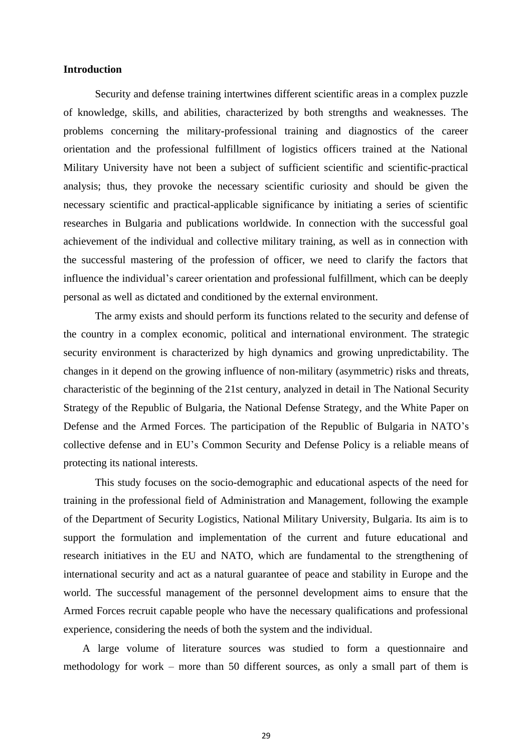## Introduction

Security and defense training intertwines different scientific areas in a complex puzzle of knowledge, skills, and abilities, characterized by both strengths and weaknesses. The problems concerning the military-professional training and diagnostics of the career orientation and the professional fulfillment of logistics officers trained at the National Military University have not been a subject of sufficient scientific and scientific-practical analysis; thus, they provoke the necessary scientific curiosity and should be given the necessary scientific and practical-applicable significance by initiating a series of scientific researches in Bulgaria and publications worldwide. In connection with the successful goal achievement of the individual and collective military training, as well as in connection with the successful mastering of the profession of officer, we need to clarify the factors that influence the individual's career orientation and professional fulfillment, which can be deeply personal as well as dictated and conditioned by the external environment.

The army exists and should perform its functions related to the security and defense of the country in a complex economic, political and international environment. The strategic security environment is characterized by high dynamics and growing unpredictability. The changes in it depend on the growing influence of non-military (asymmetric) risks and threats, characteristic of the beginning of the 21st century, analyzed in detail in The National Security Strategy of the Republic of Bulgaria, the National Defense Strategy, and the White Paper on Defense and the Armed Forces. The participation of the Republic of Bulgaria in NATO's collective defense and in EU's Common Security and Defense Policy is a reliable means of protecting its national interests.

This study focuses on the socio-demographic and educational aspects of the need for training in the professional field of Administration and Management, following the example of the Department of Security Logistics, National Military University, Bulgaria. Its aim is to support the formulation and implementation of the current and future educational and research initiatives in the EU and NATO, which are fundamental to the strengthening of international security and act as a natural guarantee of peace and stability in Europe and the world. The successful management of the personnel development aims to ensure that the Armed Forces recruit capable people who have the necessary qualifications and professional experience, considering the needs of both the system and the individual.

A large volume of literature sources was studied to form a questionnaire and methodology for work – more than 50 different sources, as only a small part of them is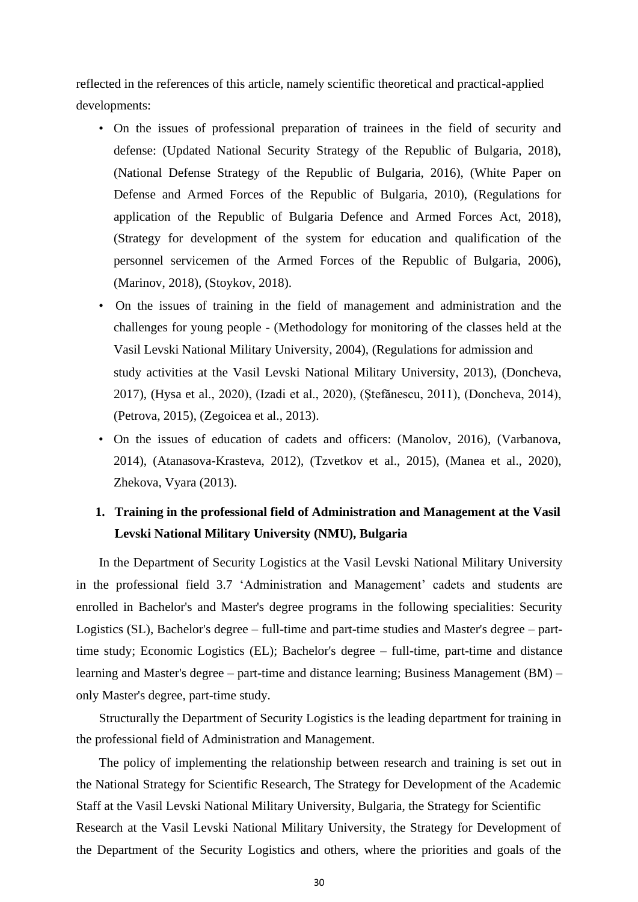reflected in the references of this article, namely scientific theoretical and practical-applied developments:

- On the issues of professional preparation of trainees in the field of security and defense: (Updated National Security Strategy of the Republic of Bulgaria, 2018), (National Defense Strategy of the Republic of Bulgaria, 2016), (White Paper on Defense and Armed Forces of the Republic of Bulgaria, 2010), (Regulations for application of the Republic of Bulgaria Defence and Armed Forces Act, 2018), (Strategy for development of the system for education and qualification of the personnel servicemen of the Armed Forces of the Republic of Bulgaria, 2006), (Marinov, 2018), (Stoykov, 2018).
- On the issues of training in the field of management and administration and the challenges for young people - (Methodology for monitoring of the classes held at the Vasil Levski National Military University, 2004), (Regulations for admission and study activities at the Vasil Levski National Military University, 2013), (Doncheva, 2017), (Hysa et al., 2020), (Izadi et al., 2020), (Ştefănescu, 2011), (Doncheva, 2014), (Petrova, 2015), (Zegoicea et al., 2013).
- On the issues of education of cadets and officers: (Manolov, 2016), (Varbanova, 2014), (Atanasova-Krasteva, 2012), (Tzvetkov et al., 2015), (Manea et al., 2020), Zhekova, Vyara (2013).

## 1. Training in the professional field of Administration and Management at the Vasil Levski National Military University (NMU), Bulgaria

In the Department of Security Logistics at the Vasil Levski National Military University in the professional field 3.7 'Administration and Management' cadets and students are enrolled in Bachelor's and Master's degree programs in the following specialities: Security Logistics (SL), Bachelor's degree – full-time and part-time studies and Master's degree – part-time study; Economic Logistics (EL); Bachelor's degree – full-time, part-time and distance learning and Master's degree – part-time and distance learning; Business Management (BM) – only Master's degree, part-time study.

Structurally the Department of Security Logistics is the leading department for training in the professional field of Administration and Management.

The policy of implementing the relationship between research and training is set out in the National Strategy for Scientific Research, The Strategy for Development of the Academic Staff at the Vasil Levski National Military University, Bulgaria, the Strategy for Scientific Research at the Vasil Levski National Military University, the Strategy for Development of the Department of the Security Logistics and others, where the priorities and goals of the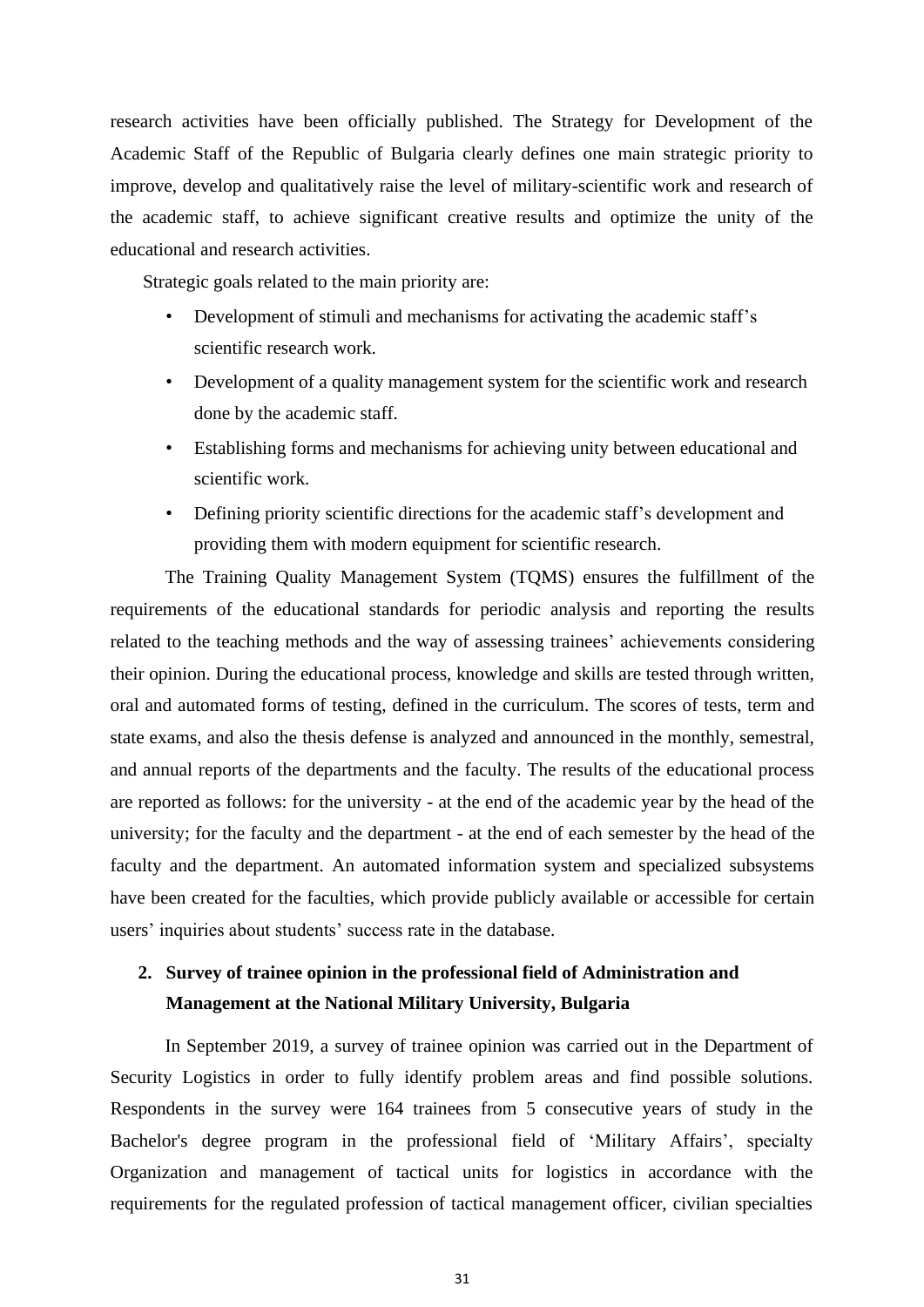research activities have been officially published. The Strategy for Development of the Academic Staff of the Republic of Bulgaria clearly defines one main strategic priority to improve, develop and qualitatively raise the level of military-scientific work and research of the academic staff, to achieve significant creative results and optimize the unity of the educational and research activities.

Strategic goals related to the main priority are:

- Development of stimuli and mechanisms for activating the academic staff's scientific research work.
- Development of a quality management system for the scientific work and research done by the academic staff.
- Establishing forms and mechanisms for achieving unity between educational and scientific work.
- Defining priority scientific directions for the academic staff's development and providing them with modern equipment for scientific research.

The Training Quality Management System (TQMS) ensures the fulfillment of the requirements of the educational standards for periodic analysis and reporting the results related to the teaching methods and the way of assessing trainees' achievements considering their opinion. During the educational process, knowledge and skills are tested through written, oral and automated forms of testing, defined in the curriculum. The scores of tests, term and state exams, and also the thesis defense is analyzed and announced in the monthly, semestral, and annual reports of the departments and the faculty. The results of the educational process are reported as follows: for the university - at the end of the academic year by the head of the university; for the faculty and the department - at the end of each semester by the head of the faculty and the department. An automated information system and specialized subsystems have been created for the faculties, which provide publicly available or accessible for certain users' inquiries about students' success rate in the database.

## 2. Survey of trainee opinion in the professional field of Administration and Management at the National Military University, Bulgaria

In September 2019, a survey of trainee opinion was carried out in the Department of Security Logistics in order to fully identify problem areas and find possible solutions. Respondents in the survey were 164 trainees from 5 consecutive years of study in the Bachelor's degree program in the professional field of 'Military Affairs', specialty Organization and management of tactical units for logistics in accordance with the requirements for the regulated profession of tactical management officer, civilian specialties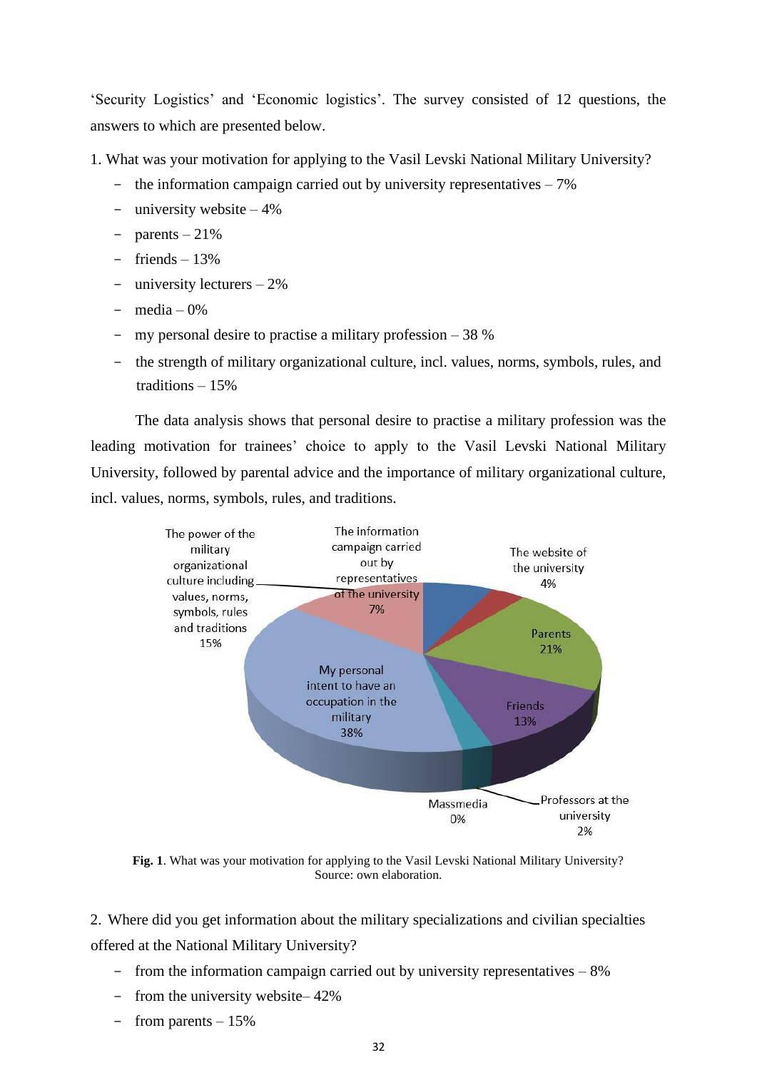'Security Logistics' and 'Economic logistics'. The survey consisted of 12 questions, the answers to which are presented below.

1. What was your motivation for applying to the Vasil Levski National Military University?

- the information campaign carried out by university representatives – 7%
- university website – 4%
- parents – 21%
- friends – 13%
- university lecturers – 2%
- media – 0%
- my personal desire to practise a military profession – 38 %
- the strength of military organizational culture, incl. values, norms, symbols, rules, and traditions – 15%

The data analysis shows that personal desire to practise a military profession was the leading motivation for trainees' choice to apply to the Vasil Levski National Military University, followed by parental advice and the importance of military organizational culture, incl. values, norms, symbols, rules, and traditions.

**Fig. 1**. What was your motivation for applying to the Vasil Levski National Military University? Source: own elaboration.

2. Where did you get information about the military specializations and civilian specialties offered at the National Military University?

- from the information campaign carried out by university representatives – 8%
- from the university website– 42%
- from parents – 15%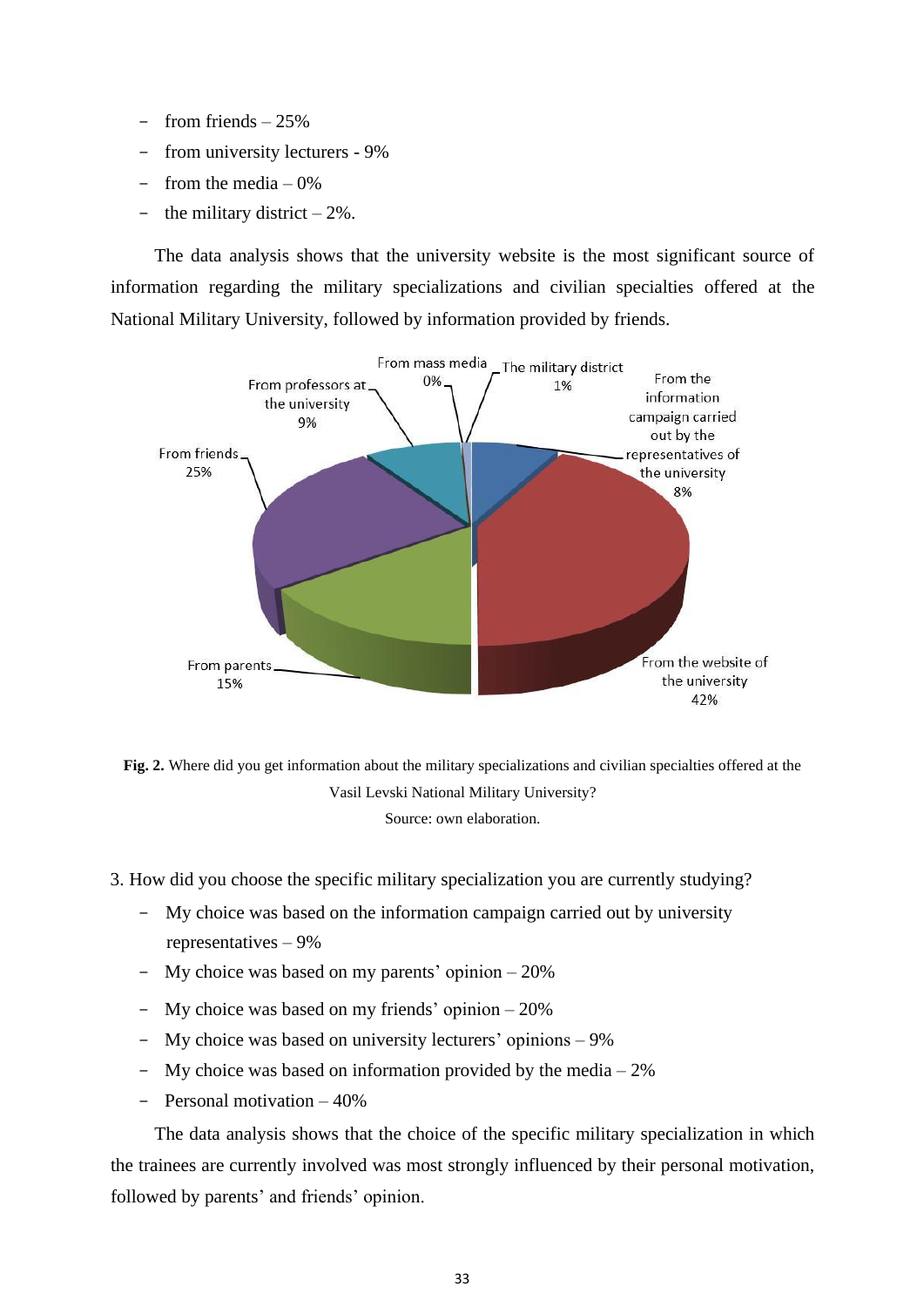- from friends – 25%
- from university lecturers - 9%
- from the media – 0%
- the military district – 2%.

The data analysis shows that the university website is the most significant source of information regarding the military specializations and civilian specialties offered at the National Military University, followed by information provided by friends.

**Fig. 2.** Where did you get information about the military specializations and civilian specialties offered at the Vasil Levski National Military University?

Source: own elaboration.

3. How did you choose the specific military specialization you are currently studying?

- My choice was based on the information campaign carried out by university representatives – 9%
- My choice was based on my parents' opinion – 20%
- My choice was based on my friends' opinion – 20%
- My choice was based on university lecturers' opinions – 9%
- My choice was based on information provided by the media – 2%
- Personal motivation – 40%

The data analysis shows that the choice of the specific military specialization in which the trainees are currently involved was most strongly influenced by their personal motivation, followed by parents' and friends' opinion.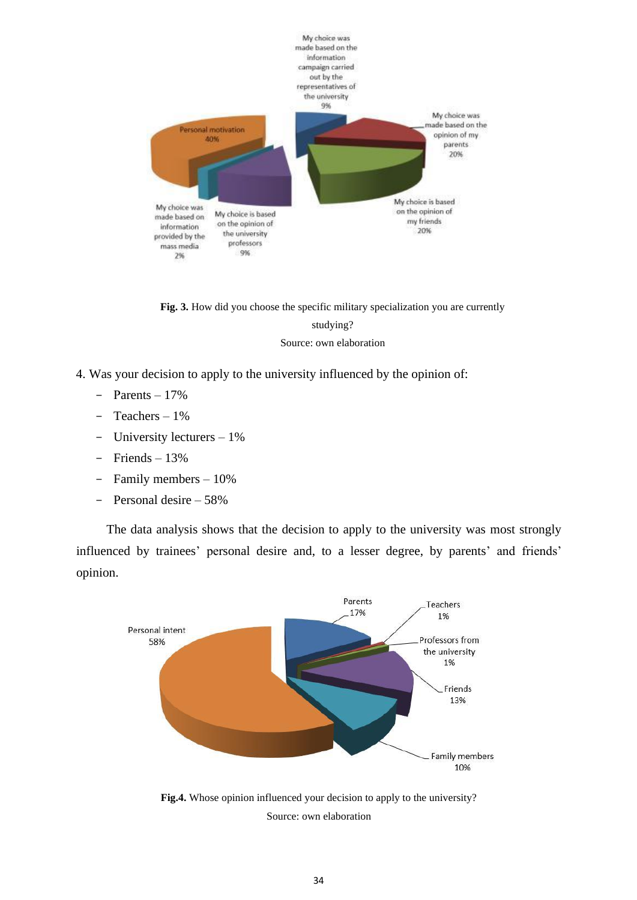Fig. 3. How did you choose the specific military specialization you are currently studying?

Source: own elaboration

4. Was your decision to apply to the university influenced by the opinion of:

- Parents – 17%
- Teachers – 1%
- University lecturers – 1%
- Friends – 13%
- Family members – 10%
- Personal desire – 58%

The data analysis shows that the decision to apply to the university was most strongly influenced by trainees' personal desire and, to a lesser degree, by parents' and friends' opinion.

**Fig.4.** Whose opinion influenced your decision to apply to the university?

Source: own elaboration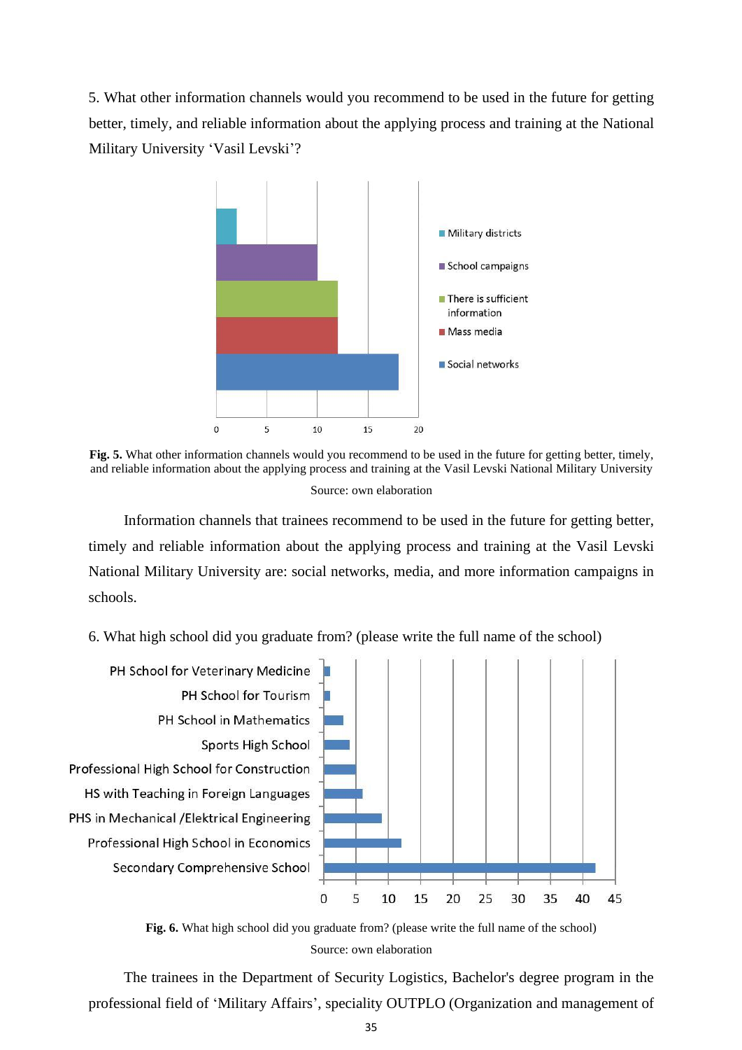5. What other information channels would you recommend to be used in the future for getting better, timely, and reliable information about the applying process and training at the National Military University 'Vasil Levski'?

**Fig. 5.** What other information channels would you recommend to be used in the future for getting better, timely, and reliable information about the applying process and training at the Vasil Levski National Military University

Source: own elaboration

Information channels that trainees recommend to be used in the future for getting better, timely and reliable information about the applying process and training at the Vasil Levski National Military University are: social networks, media, and more information campaigns in schools.

6. What high school did you graduate from? (please write the full name of the school)

**Fig. 6.** What high school did you graduate from? (please write the full name of the school)

Source: own elaboration

The trainees in the Department of Security Logistics, Bachelor's degree program in the professional field of 'Military Affairs', speciality OUTPLO (Organization and management of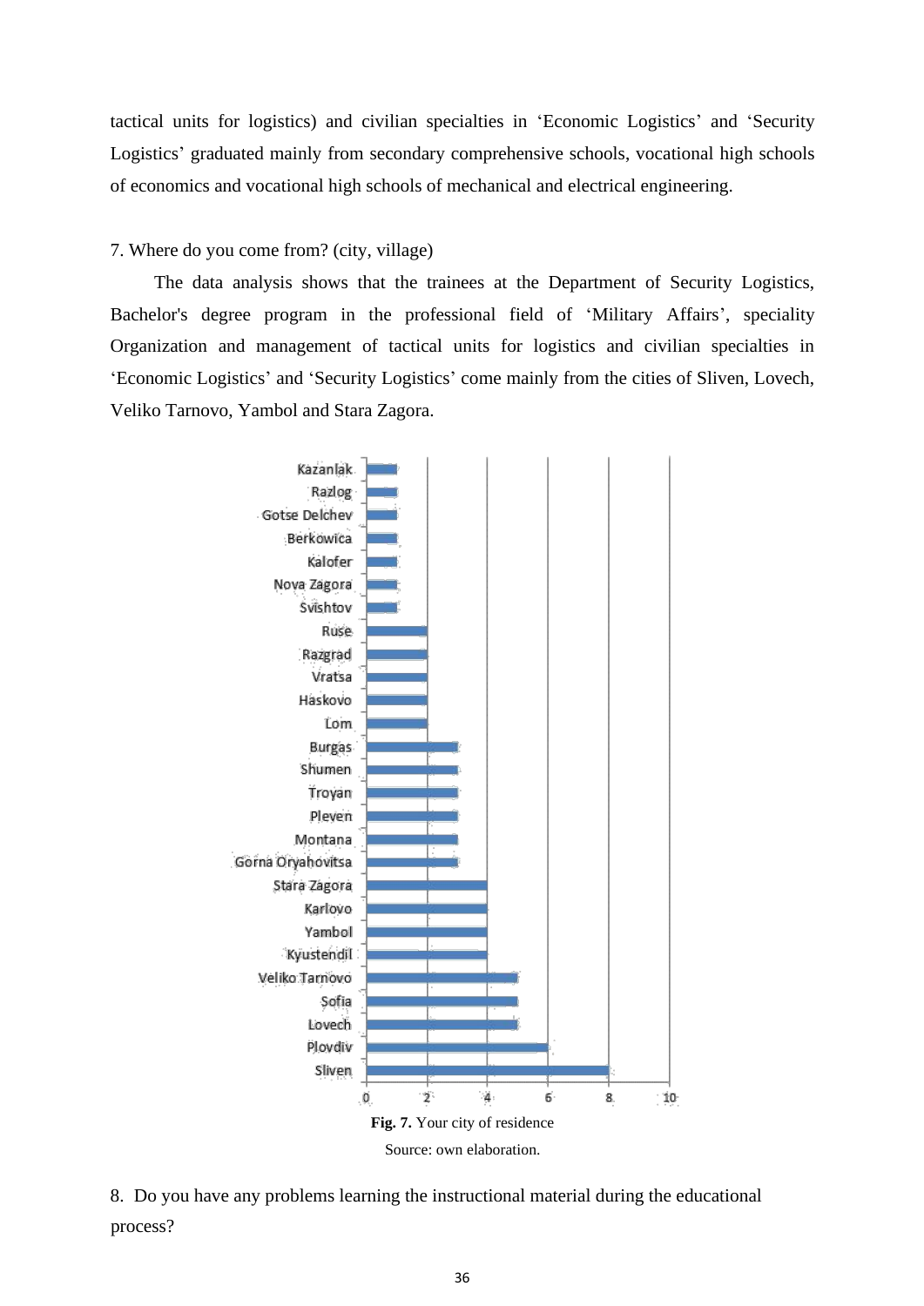tactical units for logistics) and civilian specialties in 'Economic Logistics' and 'Security Logistics' graduated mainly from secondary comprehensive schools, vocational high schools of economics and vocational high schools of mechanical and electrical engineering.

7. Where do you come from? (city, village)

The data analysis shows that the trainees at the Department of Security Logistics, Bachelor's degree program in the professional field of 'Military Affairs', speciality Organization and management of tactical units for logistics and civilian specialties in 'Economic Logistics' and 'Security Logistics' come mainly from the cities of Sliven, Lovech, Veliko Tarnovo, Yambol and Stara Zagora.

**Fig. 7.** Your city of residence

Source: own elaboration.

8. Do you have any problems learning the instructional material during the educational process?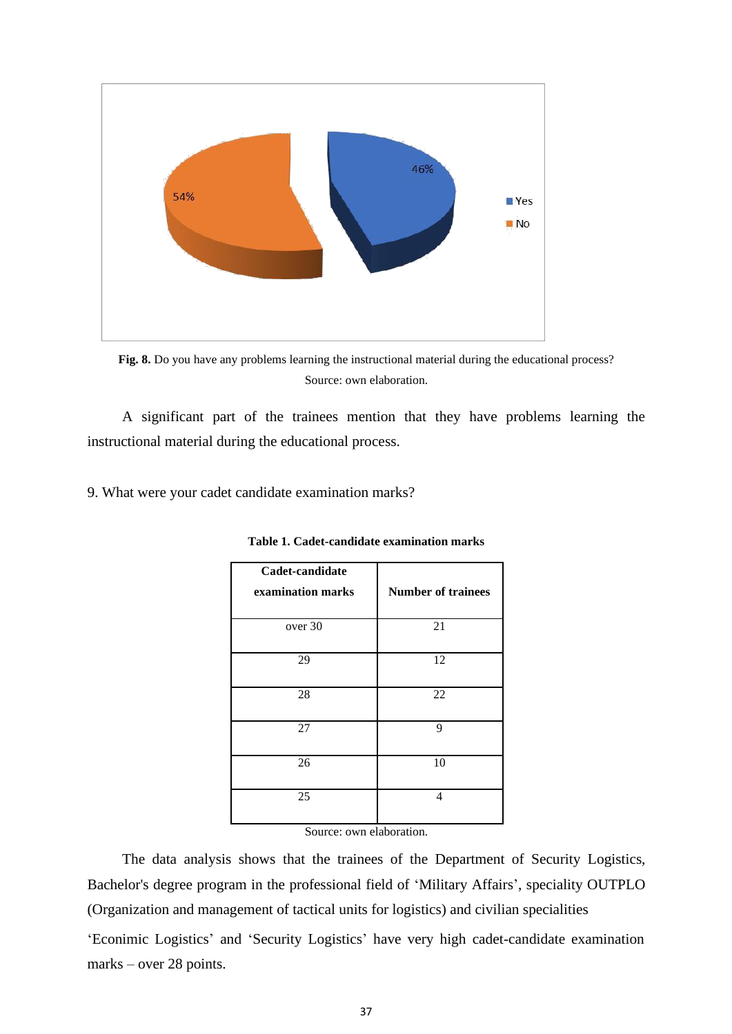**Fig. 8.** Do you have any problems learning the instructional material during the educational process?
Source: own elaboration.

A significant part of the trainees mention that they have problems learning the instructional material during the educational process.

9. What were your cadet candidate examination marks?

**Table 1. Cadet-candidate examination marks**

| Cadet-candidate examination marks | Number of trainees |
|---|---|
| over 30 | 21 |
| 29 | 12 |
| 28 | 22 |
| 27 | 9 |
| 26 | 10 |
| 25 | 4 |

Source: own elaboration.

The data analysis shows that the trainees of the Department of Security Logistics, Bachelor's degree program in the professional field of 'Military Affairs', speciality OUTPLO (Organization and management of tactical units for logistics) and civilian specialities 'Econimic Logistics' and 'Security Logistics' have very high cadet-candidate examination marks – over 28 points.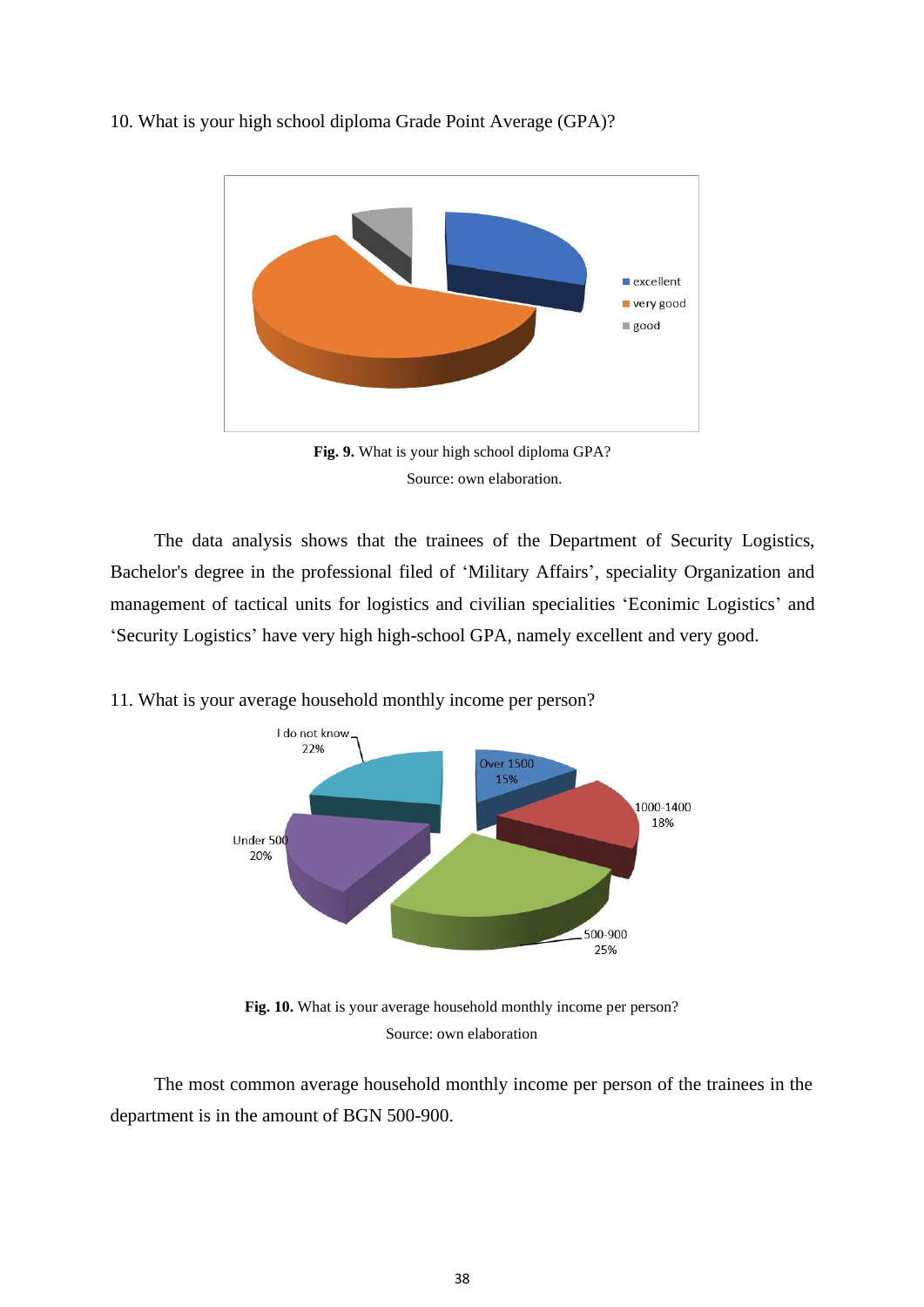10. What is your high school diploma Grade Point Average (GPA)?

**Fig. 9.** What is your high school diploma GPA?

Source: own elaboration.

The data analysis shows that the trainees of the Department of Security Logistics, Bachelor's degree in the professional filed of 'Military Affairs', speciality Organization and management of tactical units for logistics and civilian specialities 'Econimic Logistics' and 'Security Logistics' have very high high-school GPA, namely excellent and very good.

11. What is your average household monthly income per person?

**Fig. 10.** What is your average household monthly income per person?

Source: own elaboration

The most common average household monthly income per person of the trainees in the department is in the amount of BGN 500-900.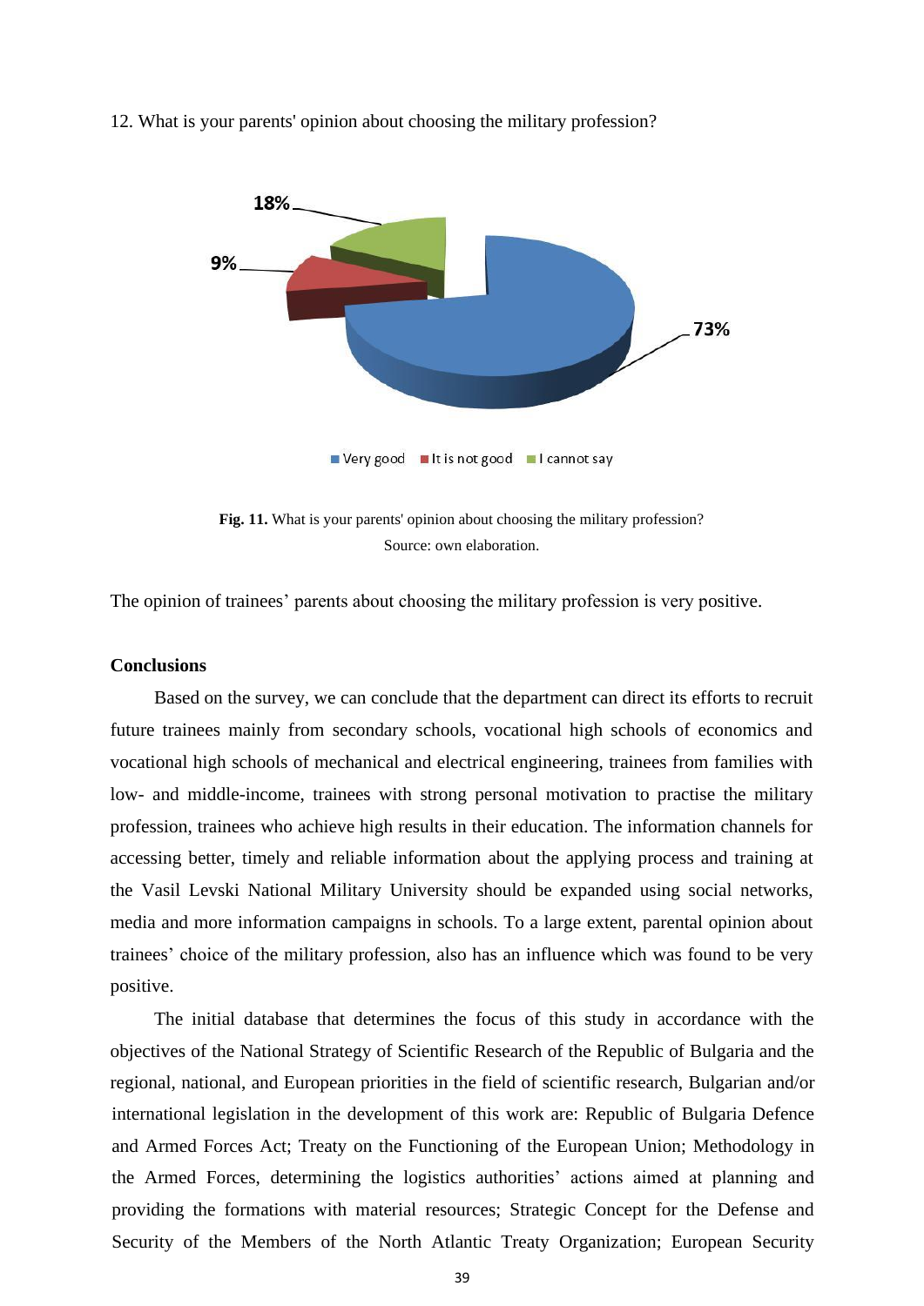12. What is your parents' opinion about choosing the military profession?

**Fig. 11.** What is your parents' opinion about choosing the military profession?
Source: own elaboration.

The opinion of trainees' parents about choosing the military profession is very positive.

**Conclusions**

Based on the survey, we can conclude that the department can direct its efforts to recruit future trainees mainly from secondary schools, vocational high schools of economics and vocational high schools of mechanical and electrical engineering, trainees from families with low- and middle-income, trainees with strong personal motivation to practise the military profession, trainees who achieve high results in their education. The information channels for accessing better, timely and reliable information about the applying process and training at the Vasil Levski National Military University should be expanded using social networks, media and more information campaigns in schools. To a large extent, parental opinion about trainees' choice of the military profession, also has an influence which was found to be very positive.

The initial database that determines the focus of this study in accordance with the objectives of the National Strategy of Scientific Research of the Republic of Bulgaria and the regional, national, and European priorities in the field of scientific research, Bulgarian and/or international legislation in the development of this work are: Republic of Bulgaria Defence and Armed Forces Act; Treaty on the Functioning of the European Union; Methodology in the Armed Forces, determining the logistics authorities' actions aimed at planning and providing the formations with material resources; Strategic Concept for the Defense and Security of the Members of the North Atlantic Treaty Organization; European Security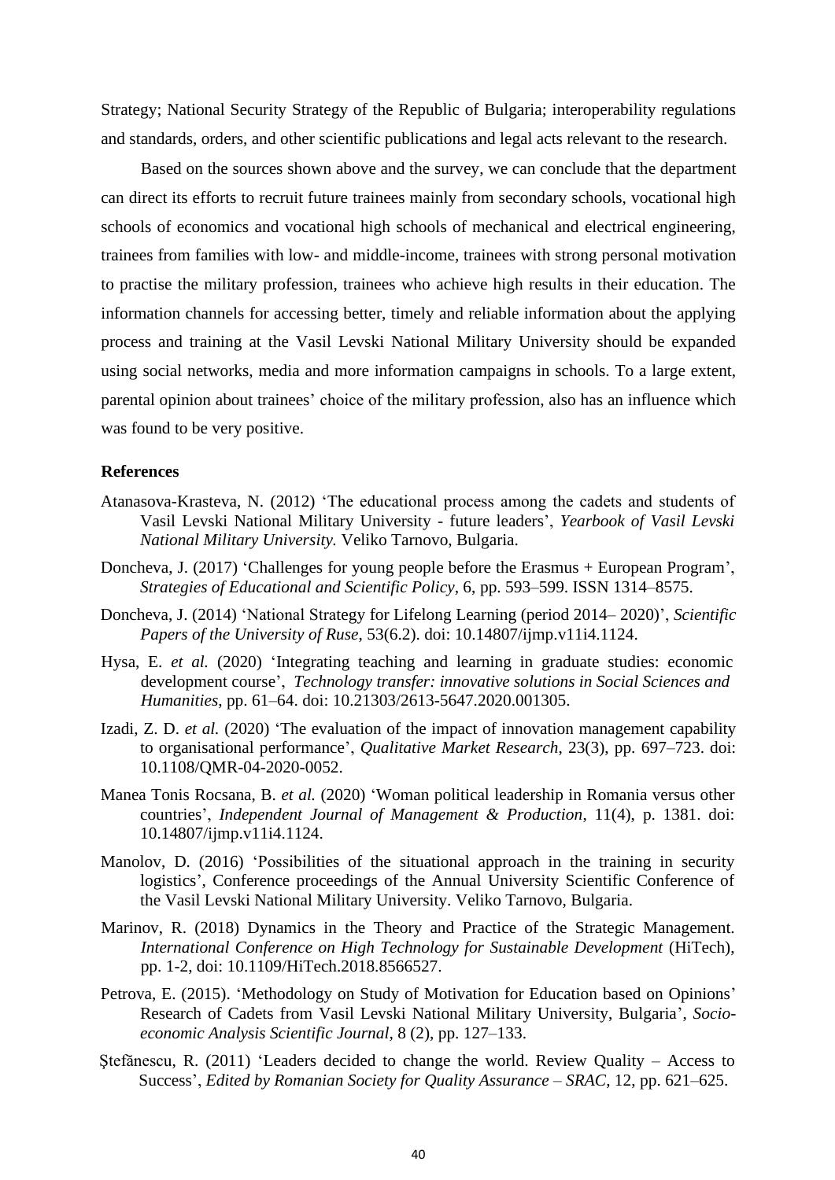Strategy; National Security Strategy of the Republic of Bulgaria; interoperability regulations and standards, orders, and other scientific publications and legal acts relevant to the research.

Based on the sources shown above and the survey, we can conclude that the department can direct its efforts to recruit future trainees mainly from secondary schools, vocational high schools of economics and vocational high schools of mechanical and electrical engineering, trainees from families with low- and middle-income, trainees with strong personal motivation to practise the military profession, trainees who achieve high results in their education. The information channels for accessing better, timely and reliable information about the applying process and training at the Vasil Levski National Military University should be expanded using social networks, media and more information campaigns in schools. To a large extent, parental opinion about trainees' choice of the military profession, also has an influence which was found to be very positive.

**References**

Atanasova-Krasteva, N. (2012) 'The educational process among the cadets and students of Vasil Levski National Military University - future leaders', *Yearbook of Vasil Levski National Military University.* Veliko Tarnovo, Bulgaria.

Doncheva, J. (2017) 'Challenges for young people before the Erasmus + European Program', *Strategies of Educational and Scientific Policy*, 6, pp. 593–599. ISSN 1314–8575.

Doncheva, J. (2014) 'National Strategy for Lifelong Learning (period 2014– 2020)', *Scientific Papers of the University of Ruse*, 53(6.2). doi: 10.14807/ijmp.v11i4.1124.

Hysa, E. *et al.* (2020) 'Integrating teaching and learning in graduate studies: economic development course', *Technology transfer: innovative solutions in Social Sciences and Humanities*, pp. 61–64. doi: 10.21303/2613-5647.2020.001305.

Izadi, Z. D. *et al.* (2020) 'The evaluation of the impact of innovation management capability to organisational performance', *Qualitative Market Research*, 23(3), pp. 697–723. doi: 10.1108/QMR-04-2020-0052.

Manea Tonis Rocsana, B. *et al.* (2020) 'Woman political leadership in Romania versus other countries', *Independent Journal of Management & Production*, 11(4), p. 1381. doi: 10.14807/ijmp.v11i4.1124.

Manolov, D. (2016) 'Possibilities of the situational approach in the training in security logistics', Conference proceedings of the Annual University Scientific Conference of the Vasil Levski National Military University. Veliko Tarnovo, Bulgaria.

Marinov, R. (2018) Dynamics in the Theory and Practice of the Strategic Management. *International Conference on High Technology for Sustainable Development* (HiTech), pp. 1-2, doi: 10.1109/HiTech.2018.8566527.

Petrova, E. (2015). 'Methodology on Study of Motivation for Education based on Opinions' Research of Cadets from Vasil Levski National Military University, Bulgaria', *Socio-economic Analysis Scientific Journal*, 8 (2), pp. 127–133.

Ştefănescu, R. (2011) 'Leaders decided to change the world. Review Quality – Access to Success', *Edited by Romanian Society for Quality Assurance – SRAC*, 12, pp. 621–625.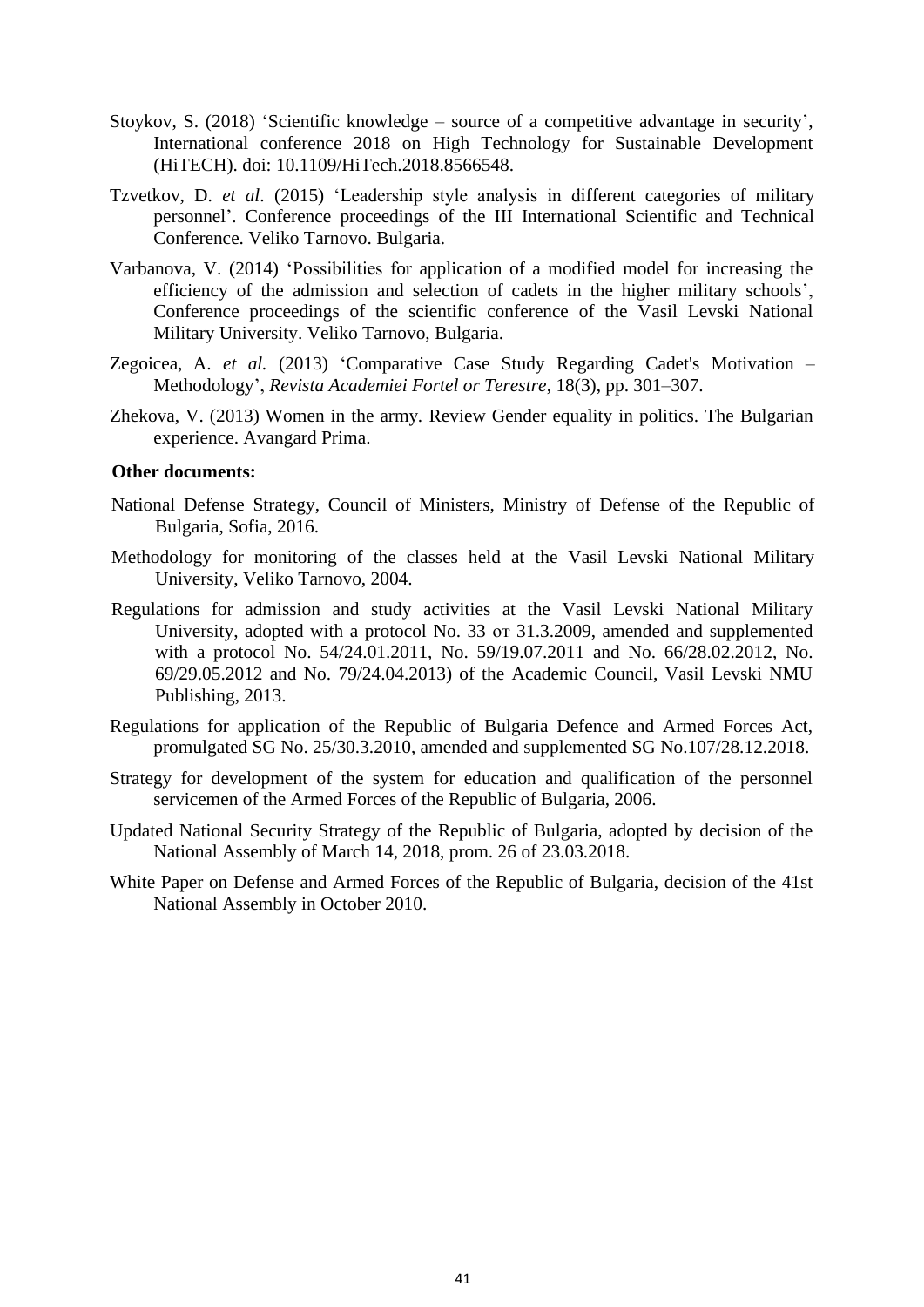Stoykov, S. (2018) 'Scientific knowledge – source of a competitive advantage in security', International conference 2018 on High Technology for Sustainable Development (HiTECH). doi: 10.1109/HiTech.2018.8566548.

Tzvetkov, D. *et al*. (2015) 'Leadership style analysis in different categories of military personnel'. Conference proceedings of the III International Scientific and Technical Conference. Veliko Tarnovo. Bulgaria.

Varbanova, V. (2014) 'Possibilities for application of a modified model for increasing the efficiency of the admission and selection of cadets in the higher military schools', Conference proceedings of the scientific conference of the Vasil Levski National Military University. Veliko Tarnovo, Bulgaria.

Zegoicea, A. *et al.* (2013) 'Comparative Case Study Regarding Cadet's Motivation – Methodology', *Revista Academiei Fortel or Terestre*, 18(3), pp. 301–307.

Zhekova, V. (2013) Women in the army. Review Gender equality in politics. The Bulgarian experience. Avangard Prima.

**Other documents:**

National Defense Strategy, Council of Ministers, Ministry of Defense of the Republic of Bulgaria, Sofia, 2016.

Methodology for monitoring of the classes held at the Vasil Levski National Military University, Veliko Tarnovo, 2004.

Regulations for admission and study activities at the Vasil Levski National Military University, adopted with a protocol No. 33 от 31.3.2009, amended and supplemented with a protocol No. 54/24.01.2011, No. 59/19.07.2011 and No. 66/28.02.2012, No. 69/29.05.2012 and No. 79/24.04.2013) of the Academic Council, Vasil Levski NMU Publishing, 2013.

Regulations for application of the Republic of Bulgaria Defence and Armed Forces Act, promulgated SG No. 25/30.3.2010, amended and supplemented SG No.107/28.12.2018.

Strategy for development of the system for education and qualification of the personnel servicemen of the Armed Forces of the Republic of Bulgaria, 2006.

Updated National Security Strategy of the Republic of Bulgaria, adopted by decision of the National Assembly of March 14, 2018, prom. 26 of 23.03.2018.

White Paper on Defense and Armed Forces of the Republic of Bulgaria, decision of the 41st National Assembly in October 2010.